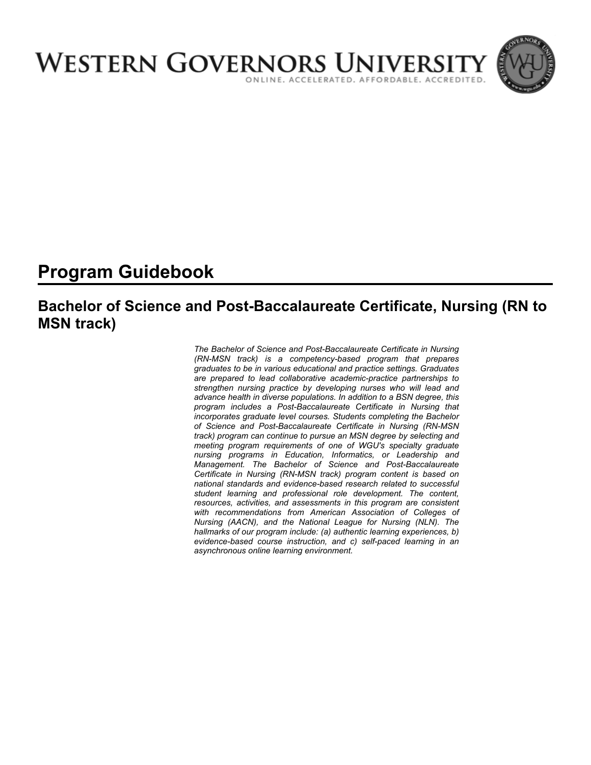# WESTERN GOVERNORS UNIVERSITY

ONLINE. ACCELERATED. AFFORDABLE. ACCREDITED.

# Program Guidebook

## Bachelor of Science and Post-Baccalaureate Certificate, Nursing (RN to MSN track)

*The Bachelor of Science and Post-Baccalaureate Certificate in Nursing (RN-MSN track) is a competency-based program that prepares graduates to be in various educational and practice settings. Graduates are prepared to lead collaborative academic-practice partnerships to strengthen nursing practice by developing nurses who will lead and advance health in diverse populations. In addition to a BSN degree, this program includes a Post-Baccalaureate Certificate in Nursing that incorporates graduate level courses. Students completing the Bachelor of Science and Post-Baccalaureate Certificate in Nursing (RN-MSN track) program can continue to pursue an MSN degree by selecting and meeting program requirements of one of WGU's specialty graduate nursing programs in Education, Informatics, or Leadership and Management. The Bachelor of Science and Post-Baccalaureate Certificate in Nursing (RN-MSN track) program content is based on national standards and evidence-based research related to successful student learning and professional role development. The content, resources, activities, and assessments in this program are consistent with recommendations from American Association of Colleges of Nursing (AACN), and the National League for Nursing (NLN). The hallmarks of our program include: (a) authentic learning experiences, b) evidence-based course instruction, and c) self-paced learning in an asynchronous online learning environment.*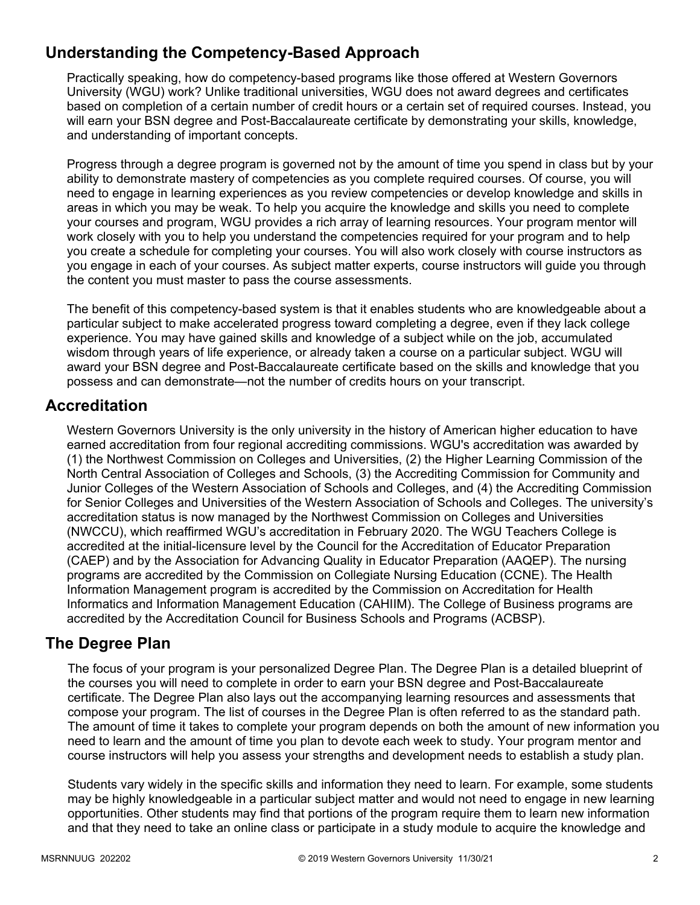## Understanding the Competency-Based Approach

Practically speaking, how do competency-based programs like those offered at Western Governors University (WGU) work? Unlike traditional universities, WGU does not award degrees and certificates based on completion of a certain number of credit hours or a certain set of required courses. Instead, you will earn your BSN degree and Post-Baccalaureate certificate by demonstrating your skills, knowledge, and understanding of important concepts.

Progress through a degree program is governed not by the amount of time you spend in class but by your ability to demonstrate mastery of competencies as you complete required courses. Of course, you will need to engage in learning experiences as you review competencies or develop knowledge and skills in areas in which you may be weak. To help you acquire the knowledge and skills you need to complete your courses and program, WGU provides a rich array of learning resources. Your program mentor will work closely with you to help you understand the competencies required for your program and to help you create a schedule for completing your courses. You will also work closely with course instructors as you engage in each of your courses. As subject matter experts, course instructors will guide you through the content you must master to pass the course assessments.

The benefit of this competency-based system is that it enables students who are knowledgeable about a particular subject to make accelerated progress toward completing a degree, even if they lack college experience. You may have gained skills and knowledge of a subject while on the job, accumulated wisdom through years of life experience, or already taken a course on a particular subject. WGU will award your BSN degree and Post-Baccalaureate certificate based on the skills and knowledge that you possess and can demonstrate—not the number of credits hours on your transcript.

## Accreditation

Western Governors University is the only university in the history of American higher education to have earned accreditation from four regional accrediting commissions. WGU's accreditation was awarded by (1) the Northwest Commission on Colleges and Universities, (2) the Higher Learning Commission of the North Central Association of Colleges and Schools, (3) the Accrediting Commission for Community and Junior Colleges of the Western Association of Schools and Colleges, and (4) the Accrediting Commission for Senior Colleges and Universities of the Western Association of Schools and Colleges. The university's accreditation status is now managed by the Northwest Commission on Colleges and Universities (NWCCU), which reaffirmed WGU's accreditation in February 2020. The WGU Teachers College is accredited at the initial-licensure level by the Council for the Accreditation of Educator Preparation (CAEP) and by the Association for Advancing Quality in Educator Preparation (AAQEP). The nursing programs are accredited by the Commission on Collegiate Nursing Education (CCNE). The Health Information Management program is accredited by the Commission on Accreditation for Health Informatics and Information Management Education (CAHIIM). The College of Business programs are accredited by the Accreditation Council for Business Schools and Programs (ACBSP).

## The Degree Plan

The focus of your program is your personalized Degree Plan. The Degree Plan is a detailed blueprint of the courses you will need to complete in order to earn your BSN degree and Post-Baccalaureate certificate. The Degree Plan also lays out the accompanying learning resources and assessments that compose your program. The list of courses in the Degree Plan is often referred to as the standard path. The amount of time it takes to complete your program depends on both the amount of new information you need to learn and the amount of time you plan to devote each week to study. Your program mentor and course instructors will help you assess your strengths and development needs to establish a study plan.

Students vary widely in the specific skills and information they need to learn. For example, some students may be highly knowledgeable in a particular subject matter and would not need to engage in new learning opportunities. Other students may find that portions of the program require them to learn new information and that they need to take an online class or participate in a study module to acquire the knowledge and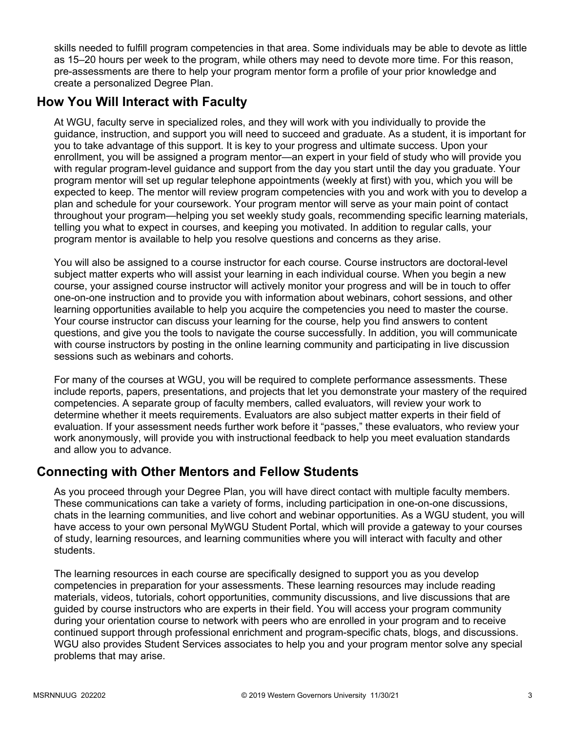skills needed to fulfill program competencies in that area. Some individuals may be able to devote as little as 15–20 hours per week to the program, while others may need to devote more time. For this reason, pre-assessments are there to help your program mentor form a profile of your prior knowledge and create a personalized Degree Plan.

## How You Will Interact with Faculty

At WGU, faculty serve in specialized roles, and they will work with you individually to provide the guidance, instruction, and support you will need to succeed and graduate. As a student, it is important for you to take advantage of this support. It is key to your progress and ultimate success. Upon your enrollment, you will be assigned a program mentor—an expert in your field of study who will provide you with regular program-level guidance and support from the day you start until the day you graduate. Your program mentor will set up regular telephone appointments (weekly at first) with you, which you will be expected to keep. The mentor will review program competencies with you and work with you to develop a plan and schedule for your coursework. Your program mentor will serve as your main point of contact throughout your program—helping you set weekly study goals, recommending specific learning materials, telling you what to expect in courses, and keeping you motivated. In addition to regular calls, your program mentor is available to help you resolve questions and concerns as they arise.

You will also be assigned to a course instructor for each course. Course instructors are doctoral-level subject matter experts who will assist your learning in each individual course. When you begin a new course, your assigned course instructor will actively monitor your progress and will be in touch to offer one-on-one instruction and to provide you with information about webinars, cohort sessions, and other learning opportunities available to help you acquire the competencies you need to master the course. Your course instructor can discuss your learning for the course, help you find answers to content questions, and give you the tools to navigate the course successfully. In addition, you will communicate with course instructors by posting in the online learning community and participating in live discussion sessions such as webinars and cohorts.

For many of the courses at WGU, you will be required to complete performance assessments. These include reports, papers, presentations, and projects that let you demonstrate your mastery of the required competencies. A separate group of faculty members, called evaluators, will review your work to determine whether it meets requirements. Evaluators are also subject matter experts in their field of evaluation. If your assessment needs further work before it "passes," these evaluators, who review your work anonymously, will provide you with instructional feedback to help you meet evaluation standards and allow you to advance.

## Connecting with Other Mentors and Fellow Students

As you proceed through your Degree Plan, you will have direct contact with multiple faculty members. These communications can take a variety of forms, including participation in one-on-one discussions, chats in the learning communities, and live cohort and webinar opportunities. As a WGU student, you will have access to your own personal MyWGU Student Portal, which will provide a gateway to your courses of study, learning resources, and learning communities where you will interact with faculty and other students.

The learning resources in each course are specifically designed to support you as you develop competencies in preparation for your assessments. These learning resources may include reading materials, videos, tutorials, cohort opportunities, community discussions, and live discussions that are guided by course instructors who are experts in their field. You will access your program community during your orientation course to network with peers who are enrolled in your program and to receive continued support through professional enrichment and program-specific chats, blogs, and discussions. WGU also provides Student Services associates to help you and your program mentor solve any special problems that may arise.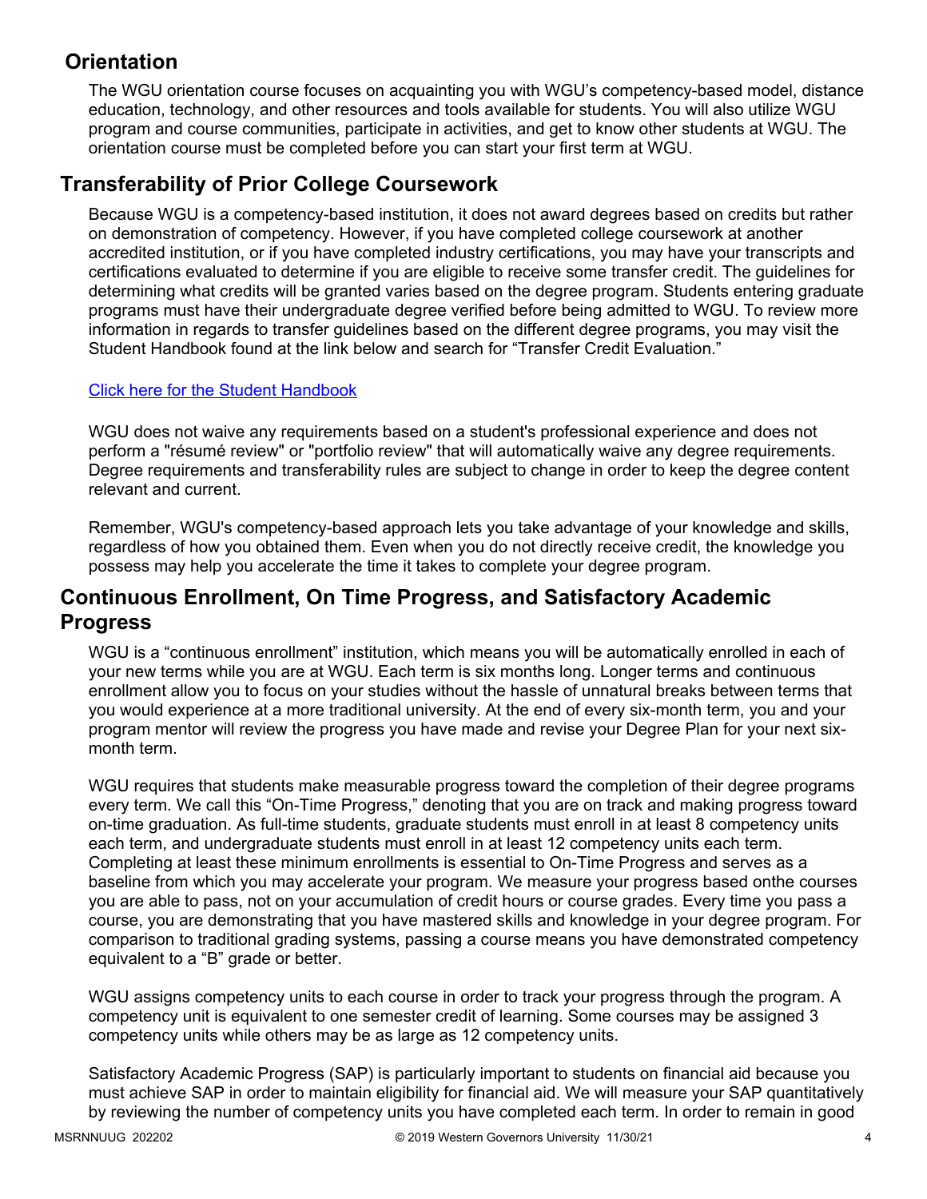## Orientation

The WGU orientation course focuses on acquainting you with WGU's competency-based model, distance education, technology, and other resources and tools available for students. You will also utilize WGU program and course communities, participate in activities, and get to know other students at WGU. The orientation course must be completed before you can start your first term at WGU.

## Transferability of Prior College Coursework

Because WGU is a competency-based institution, it does not award degrees based on credits but rather on demonstration of competency. However, if you have completed college coursework at another accredited institution, or if you have completed industry certifications, you may have your transcripts and certifications evaluated to determine if you are eligible to receive some transfer credit. The guidelines for determining what credits will be granted varies based on the degree program. Students entering graduate programs must have their undergraduate degree verified before being admitted to WGU. To review more information in regards to transfer guidelines based on the different degree programs, you may visit the Student Handbook found at the link below and search for "Transfer Credit Evaluation."

Click here for the Student Handbook

WGU does not waive any requirements based on a student's professional experience and does not perform a "résumé review" or "portfolio review" that will automatically waive any degree requirements. Degree requirements and transferability rules are subject to change in order to keep the degree content relevant and current.

Remember, WGU's competency-based approach lets you take advantage of your knowledge and skills, regardless of how you obtained them. Even when you do not directly receive credit, the knowledge you possess may help you accelerate the time it takes to complete your degree program.

## Continuous Enrollment, On Time Progress, and Satisfactory Academic Progress

WGU is a "continuous enrollment" institution, which means you will be automatically enrolled in each of your new terms while you are at WGU. Each term is six months long. Longer terms and continuous enrollment allow you to focus on your studies without the hassle of unnatural breaks between terms that you would experience at a more traditional university. At the end of every six-month term, you and your program mentor will review the progress you have made and revise your Degree Plan for your next six-month term.

WGU requires that students make measurable progress toward the completion of their degree programs every term. We call this "On-Time Progress," denoting that you are on track and making progress toward on-time graduation. As full-time students, graduate students must enroll in at least 8 competency units each term, and undergraduate students must enroll in at least 12 competency units each term. Completing at least these minimum enrollments is essential to On-Time Progress and serves as a baseline from which you may accelerate your program. We measure your progress based onthe courses you are able to pass, not on your accumulation of credit hours or course grades. Every time you pass a course, you are demonstrating that you have mastered skills and knowledge in your degree program. For comparison to traditional grading systems, passing a course means you have demonstrated competency equivalent to a "B" grade or better.

WGU assigns competency units to each course in order to track your progress through the program. A competency unit is equivalent to one semester credit of learning. Some courses may be assigned 3 competency units while others may be as large as 12 competency units.

Satisfactory Academic Progress (SAP) is particularly important to students on financial aid because you must achieve SAP in order to maintain eligibility for financial aid. We will measure your SAP quantitatively by reviewing the number of competency units you have completed each term. In order to remain in good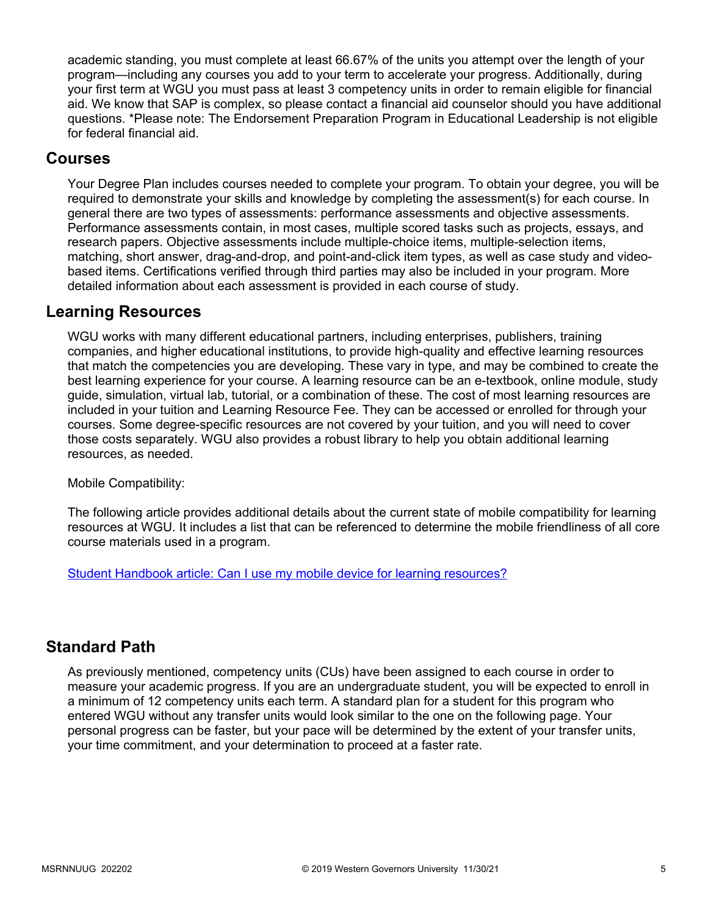academic standing, you must complete at least 66.67% of the units you attempt over the length of your program—including any courses you add to your term to accelerate your progress. Additionally, during your first term at WGU you must pass at least 3 competency units in order to remain eligible for financial aid. We know that SAP is complex, so please contact a financial aid counselor should you have additional questions. *Please note: The Endorsement Preparation Program in Educational Leadership is not eligible for federal financial aid.

## Courses

Your Degree Plan includes courses needed to complete your program. To obtain your degree, you will be required to demonstrate your skills and knowledge by completing the assessment(s) for each course. In general there are two types of assessments: performance assessments and objective assessments. Performance assessments contain, in most cases, multiple scored tasks such as projects, essays, and research papers. Objective assessments include multiple-choice items, multiple-selection items, matching, short answer, drag-and-drop, and point-and-click item types, as well as case study and video-based items. Certifications verified through third parties may also be included in your program. More detailed information about each assessment is provided in each course of study.

## Learning Resources

WGU works with many different educational partners, including enterprises, publishers, training companies, and higher educational institutions, to provide high-quality and effective learning resources that match the competencies you are developing. These vary in type, and may be combined to create the best learning experience for your course. A learning resource can be an e-textbook, online module, study guide, simulation, virtual lab, tutorial, or a combination of these. The cost of most learning resources are included in your tuition and Learning Resource Fee. They can be accessed or enrolled for through your courses. Some degree-specific resources are not covered by your tuition, and you will need to cover those costs separately. WGU also provides a robust library to help you obtain additional learning resources, as needed.

Mobile Compatibility:

The following article provides additional details about the current state of mobile compatibility for learning resources at WGU. It includes a list that can be referenced to determine the mobile friendliness of all core course materials used in a program.

[Student Handbook article: Can I use my mobile device for learning resources?]()

## Standard Path

As previously mentioned, competency units (CUs) have been assigned to each course in order to measure your academic progress. If you are an undergraduate student, you will be expected to enroll in a minimum of 12 competency units each term. A standard plan for a student for this program who entered WGU without any transfer units would look similar to the one on the following page. Your personal progress can be faster, but your pace will be determined by the extent of your transfer units, your time commitment, and your determination to proceed at a faster rate.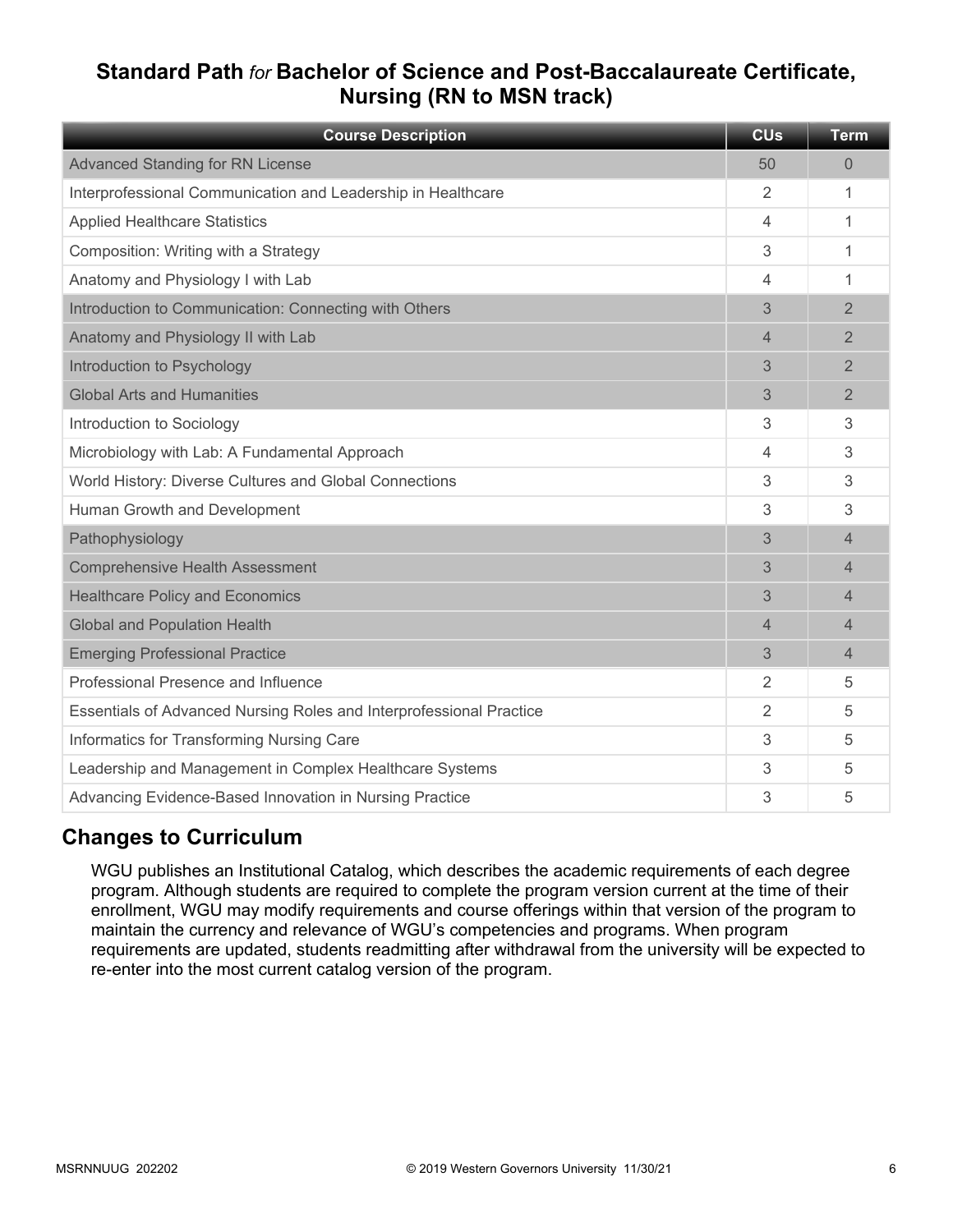## Standard Path *for* Bachelor of Science and Post-Baccalaureate Certificate, Nursing (RN to MSN track)

| Course Description | CUs | Term |
| --- | --- | --- |
| Advanced Standing for RN License | 50 | 0 |
| Interprofessional Communication and Leadership in Healthcare | 2 | 1 |
| Applied Healthcare Statistics | 4 | 1 |
| Composition: Writing with a Strategy | 3 | 1 |
| Anatomy and Physiology I with Lab | 4 | 1 |
| Introduction to Communication: Connecting with Others | 3 | 2 |
| Anatomy and Physiology II with Lab | 4 | 2 |
| Introduction to Psychology | 3 | 2 |
| Global Arts and Humanities | 3 | 2 |
| Introduction to Sociology | 3 | 3 |
| Microbiology with Lab: A Fundamental Approach | 4 | 3 |
| World History: Diverse Cultures and Global Connections | 3 | 3 |
| Human Growth and Development | 3 | 3 |
| Pathophysiology | 3 | 4 |
| Comprehensive Health Assessment | 3 | 4 |
| Healthcare Policy and Economics | 3 | 4 |
| Global and Population Health | 4 | 4 |
| Emerging Professional Practice | 3 | 4 |
| Professional Presence and Influence | 2 | 5 |
| Essentials of Advanced Nursing Roles and Interprofessional Practice | 2 | 5 |
| Informatics for Transforming Nursing Care | 3 | 5 |
| Leadership and Management in Complex Healthcare Systems | 3 | 5 |
| Advancing Evidence-Based Innovation in Nursing Practice | 3 | 5 |

## Changes to Curriculum

WGU publishes an Institutional Catalog, which describes the academic requirements of each degree program. Although students are required to complete the program version current at the time of their enrollment, WGU may modify requirements and course offerings within that version of the program to maintain the currency and relevance of WGU's competencies and programs. When program requirements are updated, students readmitting after withdrawal from the university will be expected to re-enter into the most current catalog version of the program.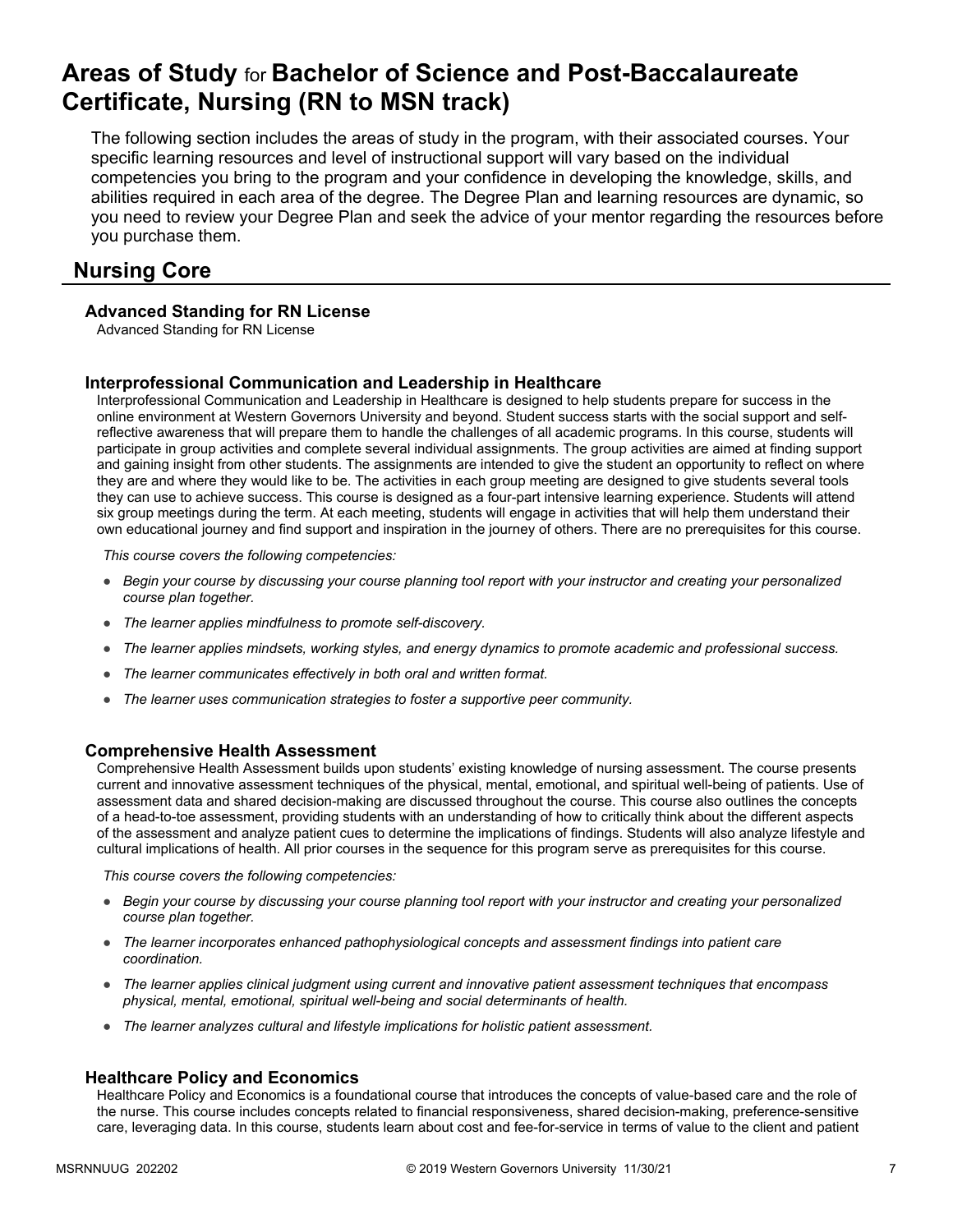# Areas of Study for Bachelor of Science and Post-Baccalaureate Certificate, Nursing (RN to MSN track)

The following section includes the areas of study in the program, with their associated courses. Your specific learning resources and level of instructional support will vary based on the individual competencies you bring to the program and your confidence in developing the knowledge, skills, and abilities required in each area of the degree. The Degree Plan and learning resources are dynamic, so you need to review your Degree Plan and seek the advice of your mentor regarding the resources before you purchase them.

## Nursing Core

### Advanced Standing for RN License

Advanced Standing for RN License

### Interprofessional Communication and Leadership in Healthcare

Interprofessional Communication and Leadership in Healthcare is designed to help students prepare for success in the online environment at Western Governors University and beyond. Student success starts with the social support and self-reflective awareness that will prepare them to handle the challenges of all academic programs. In this course, students will participate in group activities and complete several individual assignments. The group activities are aimed at finding support and gaining insight from other students. The assignments are intended to give the student an opportunity to reflect on where they are and where they would like to be. The activities in each group meeting are designed to give students several tools they can use to achieve success. This course is designed as a four-part intensive learning experience. Students will attend six group meetings during the term. At each meeting, students will engage in activities that will help them understand their own educational journey and find support and inspiration in the journey of others. There are no prerequisites for this course.

*This course covers the following competencies:*

- *Begin your course by discussing your course planning tool report with your instructor and creating your personalized course plan together.*
- *The learner applies mindfulness to promote self-discovery.*
- *The learner applies mindsets, working styles, and energy dynamics to promote academic and professional success.*
- *The learner communicates effectively in both oral and written format.*
- *The learner uses communication strategies to foster a supportive peer community.*

### Comprehensive Health Assessment

Comprehensive Health Assessment builds upon students' existing knowledge of nursing assessment. The course presents current and innovative assessment techniques of the physical, mental, emotional, and spiritual well-being of patients. Use of assessment data and shared decision-making are discussed throughout the course. This course also outlines the concepts of a head-to-toe assessment, providing students with an understanding of how to critically think about the different aspects of the assessment and analyze patient cues to determine the implications of findings. Students will also analyze lifestyle and cultural implications of health. All prior courses in the sequence for this program serve as prerequisites for this course.

*This course covers the following competencies:*

- *Begin your course by discussing your course planning tool report with your instructor and creating your personalized course plan together.*
- *The learner incorporates enhanced pathophysiological concepts and assessment findings into patient care coordination.*
- *The learner applies clinical judgment using current and innovative patient assessment techniques that encompass physical, mental, emotional, spiritual well-being and social determinants of health.*
- *The learner analyzes cultural and lifestyle implications for holistic patient assessment.*

### Healthcare Policy and Economics

Healthcare Policy and Economics is a foundational course that introduces the concepts of value-based care and the role of the nurse. This course includes concepts related to financial responsiveness, shared decision-making, preference-sensitive care, leveraging data. In this course, students learn about cost and fee-for-service in terms of value to the client and patient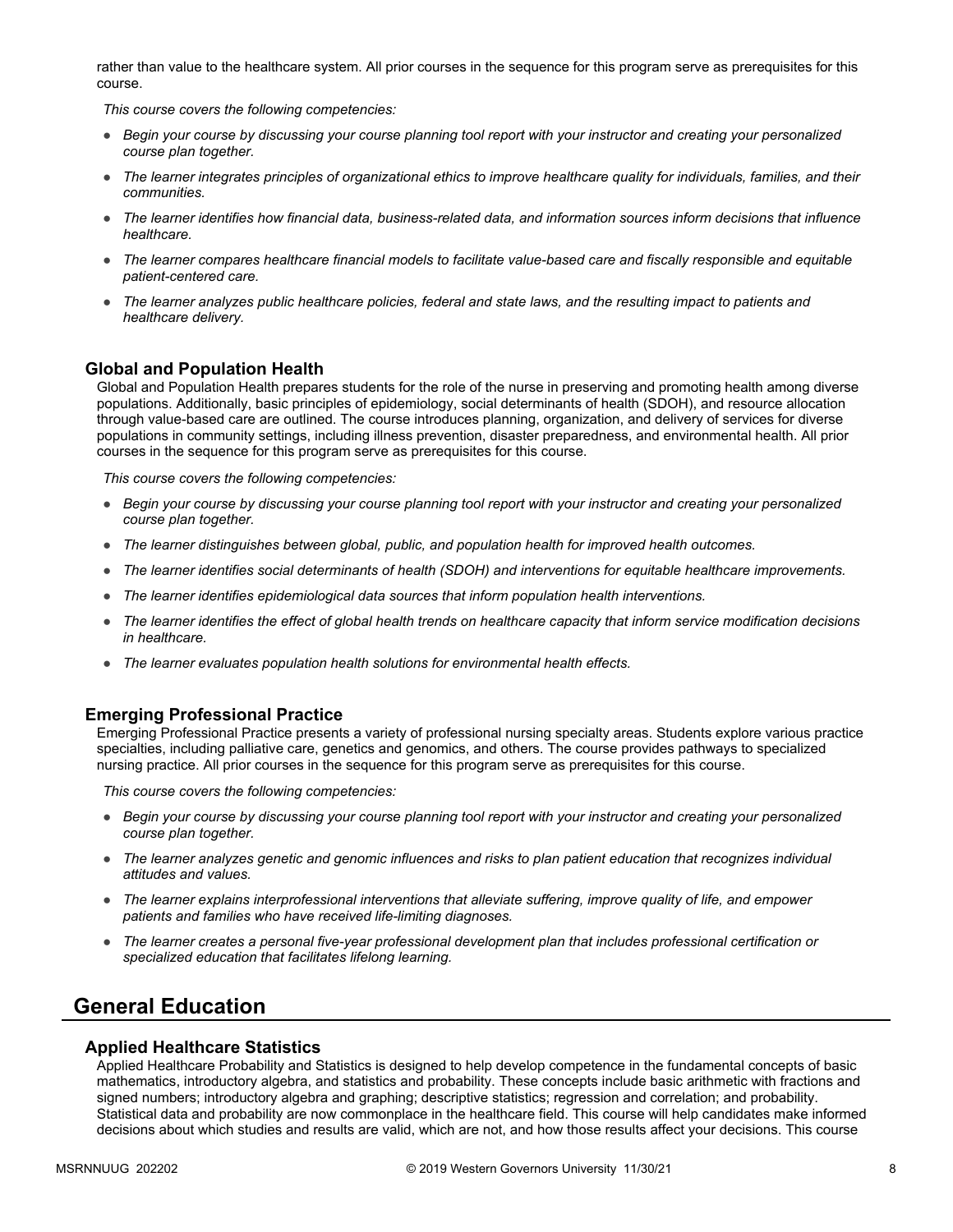rather than value to the healthcare system. All prior courses in the sequence for this program serve as prerequisites for this course.

*This course covers the following competencies:*

- *Begin your course by discussing your course planning tool report with your instructor and creating your personalized course plan together.*
- *The learner integrates principles of organizational ethics to improve healthcare quality for individuals, families, and their communities.*
- *The learner identifies how financial data, business-related data, and information sources inform decisions that influence healthcare.*
- *The learner compares healthcare financial models to facilitate value-based care and fiscally responsible and equitable patient-centered care.*
- *The learner analyzes public healthcare policies, federal and state laws, and the resulting impact to patients and healthcare delivery.*

### Global and Population Health

Global and Population Health prepares students for the role of the nurse in preserving and promoting health among diverse populations. Additionally, basic principles of epidemiology, social determinants of health (SDOH), and resource allocation through value-based care are outlined. The course introduces planning, organization, and delivery of services for diverse populations in community settings, including illness prevention, disaster preparedness, and environmental health. All prior courses in the sequence for this program serve as prerequisites for this course.

*This course covers the following competencies:*

- *Begin your course by discussing your course planning tool report with your instructor and creating your personalized course plan together.*
- *The learner distinguishes between global, public, and population health for improved health outcomes.*
- *The learner identifies social determinants of health (SDOH) and interventions for equitable healthcare improvements.*
- *The learner identifies epidemiological data sources that inform population health interventions.*
- *The learner identifies the effect of global health trends on healthcare capacity that inform service modification decisions in healthcare.*
- *The learner evaluates population health solutions for environmental health effects.*

### Emerging Professional Practice

Emerging Professional Practice presents a variety of professional nursing specialty areas. Students explore various practice specialties, including palliative care, genetics and genomics, and others. The course provides pathways to specialized nursing practice. All prior courses in the sequence for this program serve as prerequisites for this course.

*This course covers the following competencies:*

- *Begin your course by discussing your course planning tool report with your instructor and creating your personalized course plan together.*
- *The learner analyzes genetic and genomic influences and risks to plan patient education that recognizes individual attitudes and values.*
- *The learner explains interprofessional interventions that alleviate suffering, improve quality of life, and empower patients and families who have received life-limiting diagnoses.*
- *The learner creates a personal five-year professional development plan that includes professional certification or specialized education that facilitates lifelong learning.*

## General Education

### Applied Healthcare Statistics

Applied Healthcare Probability and Statistics is designed to help develop competence in the fundamental concepts of basic mathematics, introductory algebra, and statistics and probability. These concepts include basic arithmetic with fractions and signed numbers; introductory algebra and graphing; descriptive statistics; regression and correlation; and probability. Statistical data and probability are now commonplace in the healthcare field. This course will help candidates make informed decisions about which studies and results are valid, which are not, and how those results affect your decisions. This course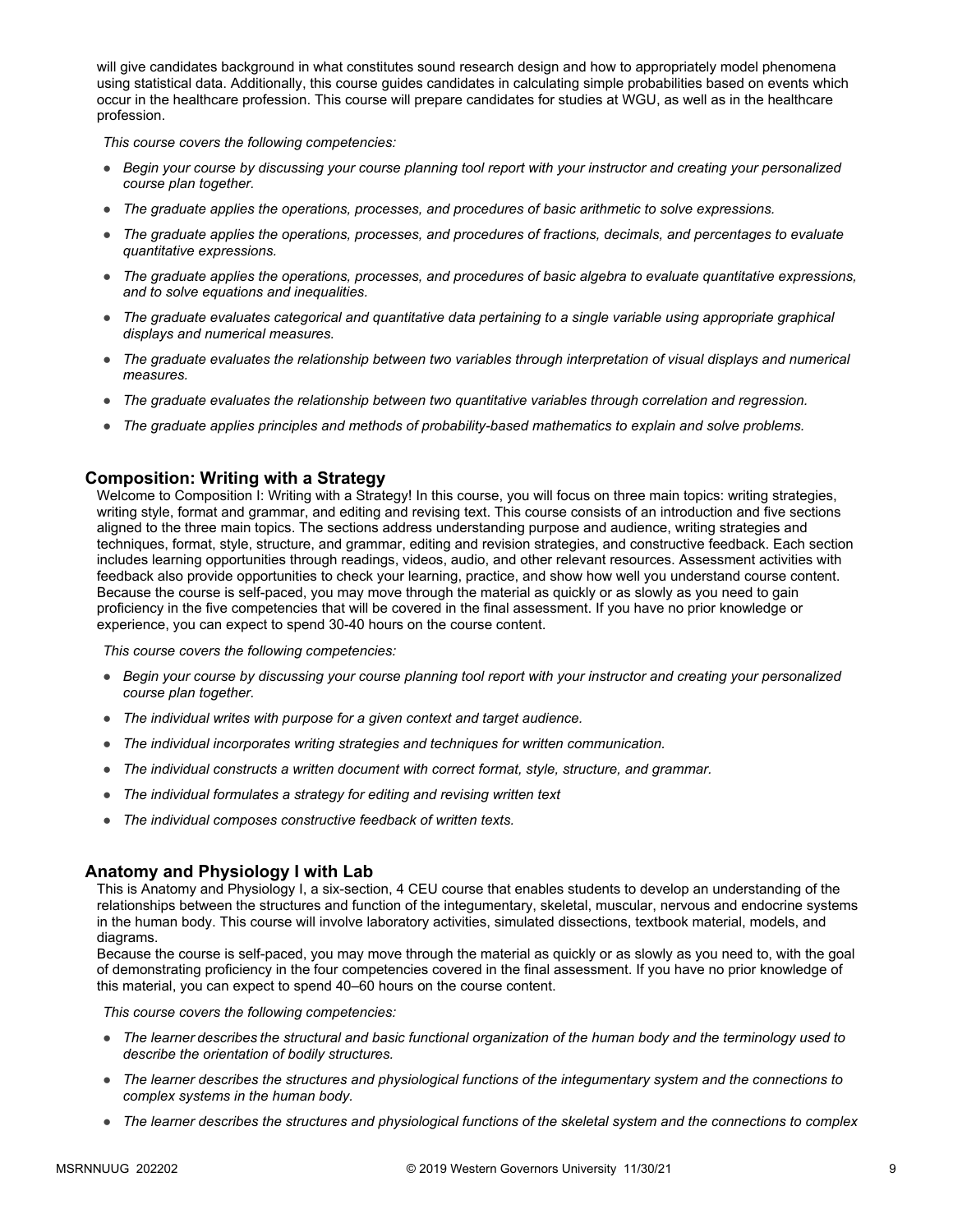will give candidates background in what constitutes sound research design and how to appropriately model phenomena using statistical data. Additionally, this course guides candidates in calculating simple probabilities based on events which occur in the healthcare profession. This course will prepare candidates for studies at WGU, as well as in the healthcare profession.

*This course covers the following competencies:*

- *Begin your course by discussing your course planning tool report with your instructor and creating your personalized course plan together.*
- *The graduate applies the operations, processes, and procedures of basic arithmetic to solve expressions.*
- *The graduate applies the operations, processes, and procedures of fractions, decimals, and percentages to evaluate quantitative expressions.*
- *The graduate applies the operations, processes, and procedures of basic algebra to evaluate quantitative expressions, and to solve equations and inequalities.*
- *The graduate evaluates categorical and quantitative data pertaining to a single variable using appropriate graphical displays and numerical measures.*
- *The graduate evaluates the relationship between two variables through interpretation of visual displays and numerical measures.*
- *The graduate evaluates the relationship between two quantitative variables through correlation and regression.*
- *The graduate applies principles and methods of probability-based mathematics to explain and solve problems.*

### Composition: Writing with a Strategy

Welcome to Composition I: Writing with a Strategy! In this course, you will focus on three main topics: writing strategies, writing style, format and grammar, and editing and revising text. This course consists of an introduction and five sections aligned to the three main topics. The sections address understanding purpose and audience, writing strategies and techniques, format, style, structure, and grammar, editing and revision strategies, and constructive feedback. Each section includes learning opportunities through readings, videos, audio, and other relevant resources. Assessment activities with feedback also provide opportunities to check your learning, practice, and show how well you understand course content. Because the course is self-paced, you may move through the material as quickly or as slowly as you need to gain proficiency in the five competencies that will be covered in the final assessment. If you have no prior knowledge or experience, you can expect to spend 30-40 hours on the course content.

*This course covers the following competencies:*

- *Begin your course by discussing your course planning tool report with your instructor and creating your personalized course plan together.*
- *The individual writes with purpose for a given context and target audience.*
- *The individual incorporates writing strategies and techniques for written communication.*
- *The individual constructs a written document with correct format, style, structure, and grammar.*
- *The individual formulates a strategy for editing and revising written text*
- *The individual composes constructive feedback of written texts.*

### Anatomy and Physiology I with Lab

This is Anatomy and Physiology I, a six-section, 4 CEU course that enables students to develop an understanding of the relationships between the structures and function of the integumentary, skeletal, muscular, nervous and endocrine systems in the human body. This course will involve laboratory activities, simulated dissections, textbook material, models, and diagrams.
Because the course is self-paced, you may move through the material as quickly or as slowly as you need to, with the goal of demonstrating proficiency in the four competencies covered in the final assessment. If you have no prior knowledge of this material, you can expect to spend 40–60 hours on the course content.

*This course covers the following competencies:*

- *The learner describes the structural and basic functional organization of the human body and the terminology used to describe the orientation of bodily structures.*
- *The learner describes the structures and physiological functions of the integumentary system and the connections to complex systems in the human body.*
- *The learner describes the structures and physiological functions of the skeletal system and the connections to complex*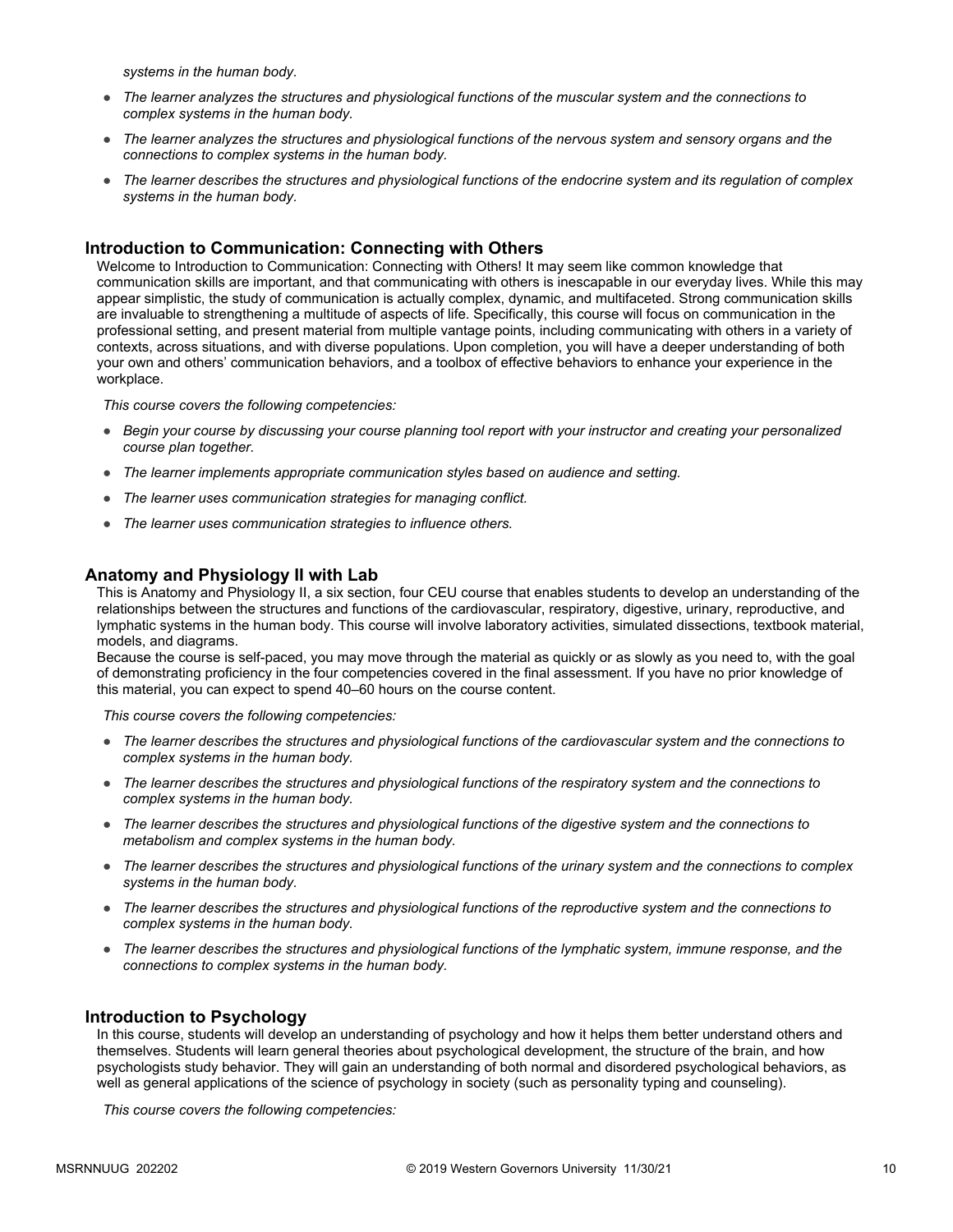*systems in the human body.*

- *The learner analyzes the structures and physiological functions of the muscular system and the connections to complex systems in the human body.*
- *The learner analyzes the structures and physiological functions of the nervous system and sensory organs and the connections to complex systems in the human body.*
- *The learner describes the structures and physiological functions of the endocrine system and its regulation of complex systems in the human body.*

### Introduction to Communication: Connecting with Others

Welcome to Introduction to Communication: Connecting with Others! It may seem like common knowledge that communication skills are important, and that communicating with others is inescapable in our everyday lives. While this may appear simplistic, the study of communication is actually complex, dynamic, and multifaceted. Strong communication skills are invaluable to strengthening a multitude of aspects of life. Specifically, this course will focus on communication in the professional setting, and present material from multiple vantage points, including communicating with others in a variety of contexts, across situations, and with diverse populations. Upon completion, you will have a deeper understanding of both your own and others' communication behaviors, and a toolbox of effective behaviors to enhance your experience in the workplace.

*This course covers the following competencies:*

- *Begin your course by discussing your course planning tool report with your instructor and creating your personalized course plan together.*
- *The learner implements appropriate communication styles based on audience and setting.*
- *The learner uses communication strategies for managing conflict.*
- *The learner uses communication strategies to influence others.*

### Anatomy and Physiology II with Lab

This is Anatomy and Physiology II, a six section, four CEU course that enables students to develop an understanding of the relationships between the structures and functions of the cardiovascular, respiratory, digestive, urinary, reproductive, and lymphatic systems in the human body. This course will involve laboratory activities, simulated dissections, textbook material, models, and diagrams.
Because the course is self-paced, you may move through the material as quickly or as slowly as you need to, with the goal of demonstrating proficiency in the four competencies covered in the final assessment. If you have no prior knowledge of this material, you can expect to spend 40–60 hours on the course content.

*This course covers the following competencies:*

- *The learner describes the structures and physiological functions of the cardiovascular system and the connections to complex systems in the human body.*
- *The learner describes the structures and physiological functions of the respiratory system and the connections to complex systems in the human body.*
- *The learner describes the structures and physiological functions of the digestive system and the connections to metabolism and complex systems in the human body.*
- *The learner describes the structures and physiological functions of the urinary system and the connections to complex systems in the human body.*
- *The learner describes the structures and physiological functions of the reproductive system and the connections to complex systems in the human body.*
- *The learner describes the structures and physiological functions of the lymphatic system, immune response, and the connections to complex systems in the human body.*

### Introduction to Psychology

In this course, students will develop an understanding of psychology and how it helps them better understand others and themselves. Students will learn general theories about psychological development, the structure of the brain, and how psychologists study behavior. They will gain an understanding of both normal and disordered psychological behaviors, as well as general applications of the science of psychology in society (such as personality typing and counseling).

*This course covers the following competencies:*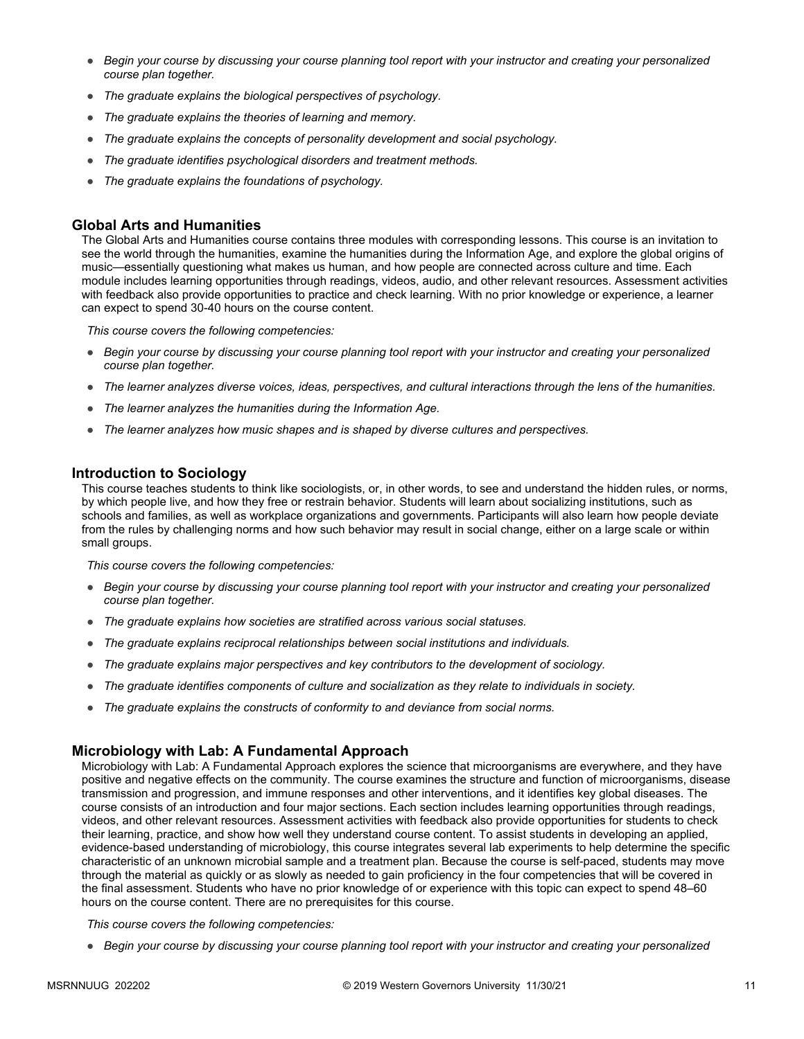- *Begin your course by discussing your course planning tool report with your instructor and creating your personalized course plan together.*
- *The graduate explains the biological perspectives of psychology.*
- *The graduate explains the theories of learning and memory.*
- *The graduate explains the concepts of personality development and social psychology.*
- *The graduate identifies psychological disorders and treatment methods.*
- *The graduate explains the foundations of psychology.*

### Global Arts and Humanities

The Global Arts and Humanities course contains three modules with corresponding lessons. This course is an invitation to see the world through the humanities, examine the humanities during the Information Age, and explore the global origins of music—essentially questioning what makes us human, and how people are connected across culture and time. Each module includes learning opportunities through readings, videos, audio, and other relevant resources. Assessment activities with feedback also provide opportunities to practice and check learning. With no prior knowledge or experience, a learner can expect to spend 30-40 hours on the course content.

*This course covers the following competencies:*

- *Begin your course by discussing your course planning tool report with your instructor and creating your personalized course plan together.*
- *The learner analyzes diverse voices, ideas, perspectives, and cultural interactions through the lens of the humanities.*
- *The learner analyzes the humanities during the Information Age.*
- *The learner analyzes how music shapes and is shaped by diverse cultures and perspectives.*

### Introduction to Sociology

This course teaches students to think like sociologists, or, in other words, to see and understand the hidden rules, or norms, by which people live, and how they free or restrain behavior. Students will learn about socializing institutions, such as schools and families, as well as workplace organizations and governments. Participants will also learn how people deviate from the rules by challenging norms and how such behavior may result in social change, either on a large scale or within small groups.

*This course covers the following competencies:*

- *Begin your course by discussing your course planning tool report with your instructor and creating your personalized course plan together.*
- *The graduate explains how societies are stratified across various social statuses.*
- *The graduate explains reciprocal relationships between social institutions and individuals.*
- *The graduate explains major perspectives and key contributors to the development of sociology.*
- *The graduate identifies components of culture and socialization as they relate to individuals in society.*
- *The graduate explains the constructs of conformity to and deviance from social norms.*

### Microbiology with Lab: A Fundamental Approach

Microbiology with Lab: A Fundamental Approach explores the science that microorganisms are everywhere, and they have positive and negative effects on the community. The course examines the structure and function of microorganisms, disease transmission and progression, and immune responses and other interventions, and it identifies key global diseases. The course consists of an introduction and four major sections. Each section includes learning opportunities through readings, videos, and other relevant resources. Assessment activities with feedback also provide opportunities for students to check their learning, practice, and show how well they understand course content. To assist students in developing an applied, evidence-based understanding of microbiology, this course integrates several lab experiments to help determine the specific characteristic of an unknown microbial sample and a treatment plan. Because the course is self-paced, students may move through the material as quickly or as slowly as needed to gain proficiency in the four competencies that will be covered in the final assessment. Students who have no prior knowledge of or experience with this topic can expect to spend 48–60 hours on the course content. There are no prerequisites for this course.

*This course covers the following competencies:*

- *Begin your course by discussing your course planning tool report with your instructor and creating your personalized*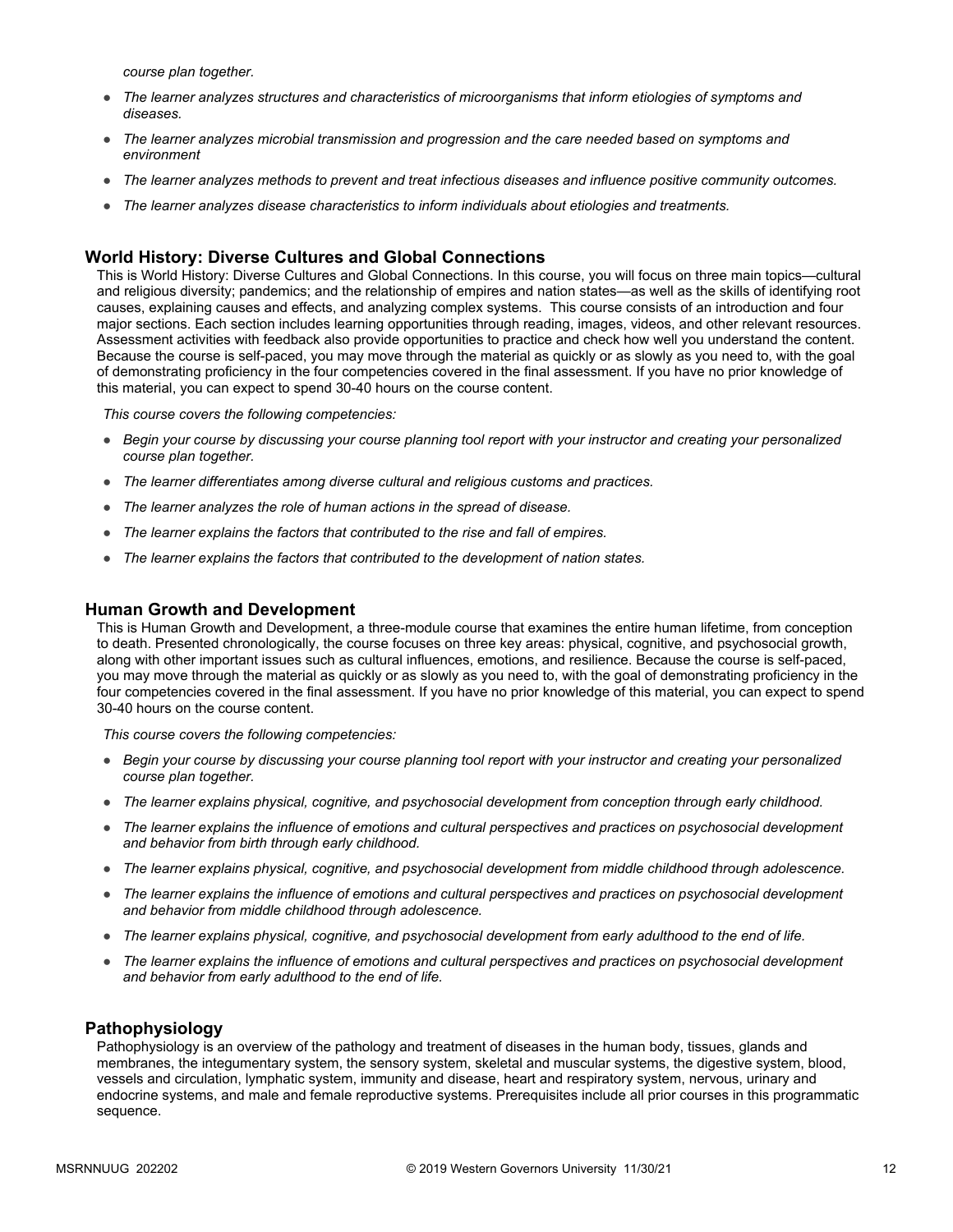*course plan together.*

- *The learner analyzes structures and characteristics of microorganisms that inform etiologies of symptoms and diseases.*
- *The learner analyzes microbial transmission and progression and the care needed based on symptoms and environment*
- *The learner analyzes methods to prevent and treat infectious diseases and influence positive community outcomes.*
- *The learner analyzes disease characteristics to inform individuals about etiologies and treatments.*

### World History: Diverse Cultures and Global Connections

This is World History: Diverse Cultures and Global Connections. In this course, you will focus on three main topics—cultural and religious diversity; pandemics; and the relationship of empires and nation states—as well as the skills of identifying root causes, explaining causes and effects, and analyzing complex systems. This course consists of an introduction and four major sections. Each section includes learning opportunities through reading, images, videos, and other relevant resources. Assessment activities with feedback also provide opportunities to practice and check how well you understand the content. Because the course is self-paced, you may move through the material as quickly or as slowly as you need to, with the goal of demonstrating proficiency in the four competencies covered in the final assessment. If you have no prior knowledge of this material, you can expect to spend 30-40 hours on the course content.

*This course covers the following competencies:*

- *Begin your course by discussing your course planning tool report with your instructor and creating your personalized course plan together.*
- *The learner differentiates among diverse cultural and religious customs and practices.*
- *The learner analyzes the role of human actions in the spread of disease.*
- *The learner explains the factors that contributed to the rise and fall of empires.*
- *The learner explains the factors that contributed to the development of nation states.*

### Human Growth and Development

This is Human Growth and Development, a three-module course that examines the entire human lifetime, from conception to death. Presented chronologically, the course focuses on three key areas: physical, cognitive, and psychosocial growth, along with other important issues such as cultural influences, emotions, and resilience. Because the course is self-paced, you may move through the material as quickly or as slowly as you need to, with the goal of demonstrating proficiency in the four competencies covered in the final assessment. If you have no prior knowledge of this material, you can expect to spend 30-40 hours on the course content.

*This course covers the following competencies:*

- *Begin your course by discussing your course planning tool report with your instructor and creating your personalized course plan together.*
- *The learner explains physical, cognitive, and psychosocial development from conception through early childhood.*
- *The learner explains the influence of emotions and cultural perspectives and practices on psychosocial development and behavior from birth through early childhood.*
- *The learner explains physical, cognitive, and psychosocial development from middle childhood through adolescence.*
- *The learner explains the influence of emotions and cultural perspectives and practices on psychosocial development and behavior from middle childhood through adolescence.*
- *The learner explains physical, cognitive, and psychosocial development from early adulthood to the end of life.*
- *The learner explains the influence of emotions and cultural perspectives and practices on psychosocial development and behavior from early adulthood to the end of life.*

### Pathophysiology

Pathophysiology is an overview of the pathology and treatment of diseases in the human body, tissues, glands and membranes, the integumentary system, the sensory system, skeletal and muscular systems, the digestive system, blood, vessels and circulation, lymphatic system, immunity and disease, heart and respiratory system, nervous, urinary and endocrine systems, and male and female reproductive systems. Prerequisites include all prior courses in this programmatic sequence.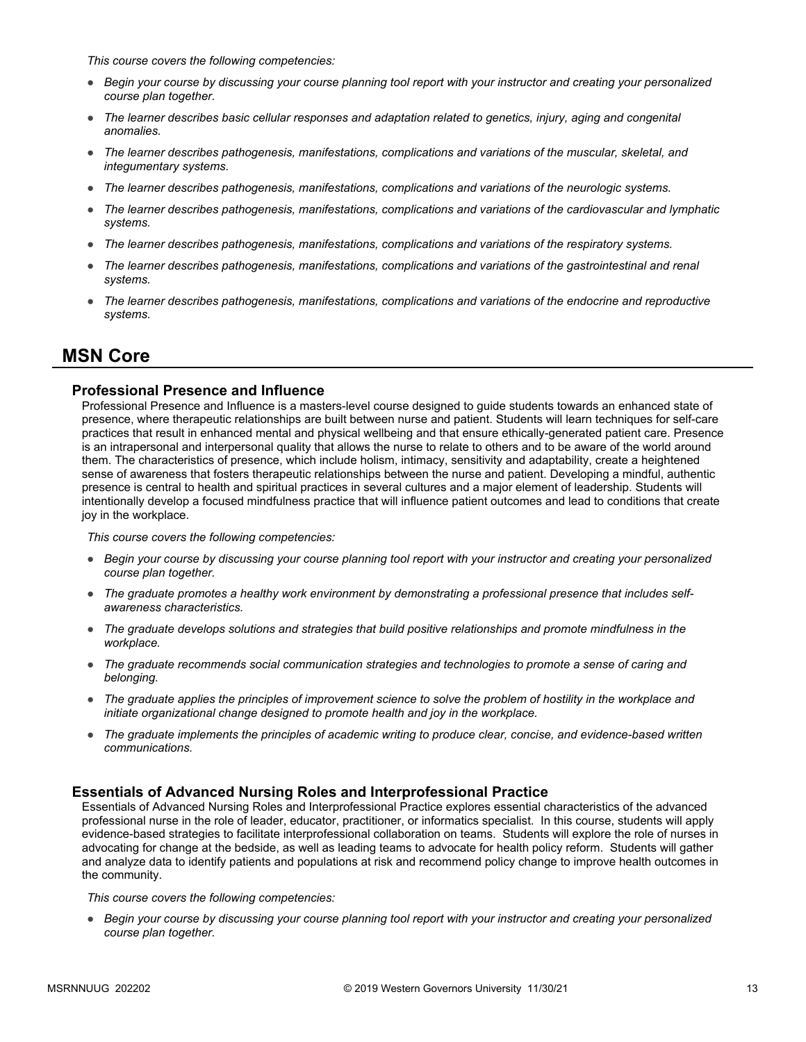*This course covers the following competencies:*

- *Begin your course by discussing your course planning tool report with your instructor and creating your personalized course plan together.*
- *The learner describes basic cellular responses and adaptation related to genetics, injury, aging and congenital anomalies.*
- *The learner describes pathogenesis, manifestations, complications and variations of the muscular, skeletal, and integumentary systems.*
- *The learner describes pathogenesis, manifestations, complications and variations of the neurologic systems.*
- *The learner describes pathogenesis, manifestations, complications and variations of the cardiovascular and lymphatic systems.*
- *The learner describes pathogenesis, manifestations, complications and variations of the respiratory systems.*
- *The learner describes pathogenesis, manifestations, complications and variations of the gastrointestinal and renal systems.*
- *The learner describes pathogenesis, manifestations, complications and variations of the endocrine and reproductive systems.*

## MSN Core

### Professional Presence and Influence

Professional Presence and Influence is a masters-level course designed to guide students towards an enhanced state of presence, where therapeutic relationships are built between nurse and patient. Students will learn techniques for self-care practices that result in enhanced mental and physical wellbeing and that ensure ethically-generated patient care. Presence is an intrapersonal and interpersonal quality that allows the nurse to relate to others and to be aware of the world around them. The characteristics of presence, which include holism, intimacy, sensitivity and adaptability, create a heightened sense of awareness that fosters therapeutic relationships between the nurse and patient. Developing a mindful, authentic presence is central to health and spiritual practices in several cultures and a major element of leadership. Students will intentionally develop a focused mindfulness practice that will influence patient outcomes and lead to conditions that create joy in the workplace.

*This course covers the following competencies:*

- *Begin your course by discussing your course planning tool report with your instructor and creating your personalized course plan together.*
- *The graduate promotes a healthy work environment by demonstrating a professional presence that includes self-awareness characteristics.*
- *The graduate develops solutions and strategies that build positive relationships and promote mindfulness in the workplace.*
- *The graduate recommends social communication strategies and technologies to promote a sense of caring and belonging.*
- *The graduate applies the principles of improvement science to solve the problem of hostility in the workplace and initiate organizational change designed to promote health and joy in the workplace.*
- *The graduate implements the principles of academic writing to produce clear, concise, and evidence-based written communications.*

### Essentials of Advanced Nursing Roles and Interprofessional Practice

Essentials of Advanced Nursing Roles and Interprofessional Practice explores essential characteristics of the advanced professional nurse in the role of leader, educator, practitioner, or informatics specialist. In this course, students will apply evidence-based strategies to facilitate interprofessional collaboration on teams. Students will explore the role of nurses in advocating for change at the bedside, as well as leading teams to advocate for health policy reform. Students will gather and analyze data to identify patients and populations at risk and recommend policy change to improve health outcomes in the community.

*This course covers the following competencies:*

- *Begin your course by discussing your course planning tool report with your instructor and creating your personalized course plan together.*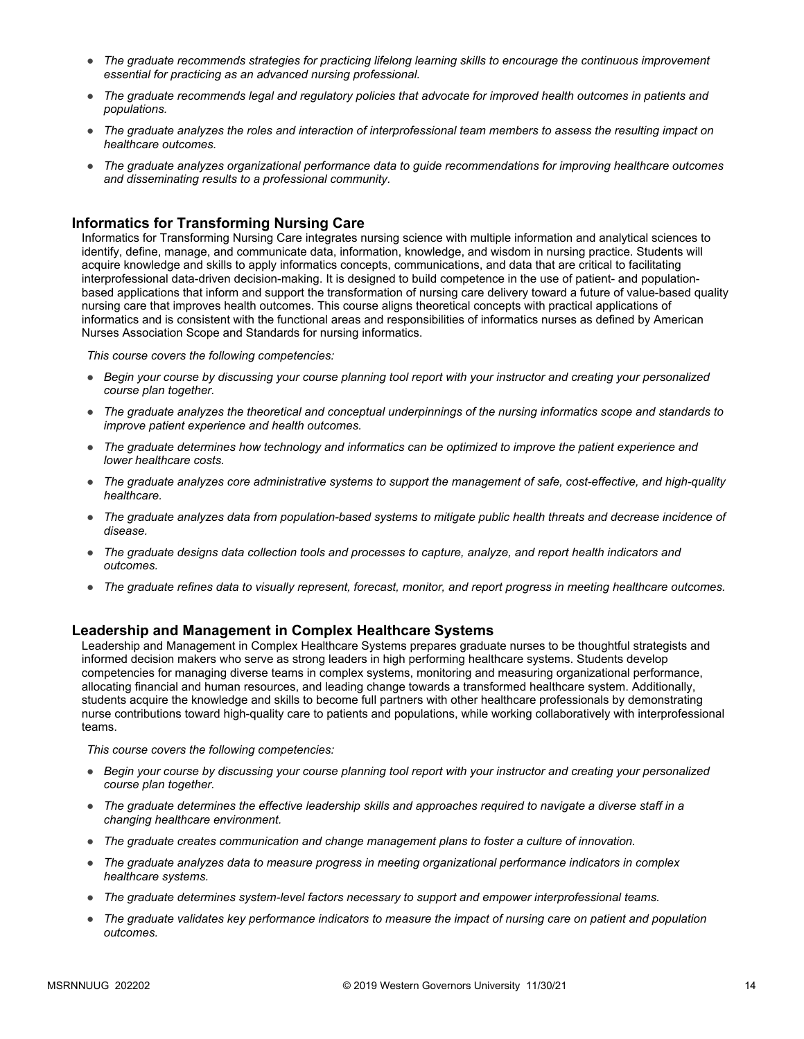- *The graduate recommends strategies for practicing lifelong learning skills to encourage the continuous improvement essential for practicing as an advanced nursing professional.*
- *The graduate recommends legal and regulatory policies that advocate for improved health outcomes in patients and populations.*
- *The graduate analyzes the roles and interaction of interprofessional team members to assess the resulting impact on healthcare outcomes.*
- *The graduate analyzes organizational performance data to guide recommendations for improving healthcare outcomes and disseminating results to a professional community.*

### Informatics for Transforming Nursing Care

Informatics for Transforming Nursing Care integrates nursing science with multiple information and analytical sciences to identify, define, manage, and communicate data, information, knowledge, and wisdom in nursing practice. Students will acquire knowledge and skills to apply informatics concepts, communications, and data that are critical to facilitating interprofessional data-driven decision-making. It is designed to build competence in the use of patient- and population-based applications that inform and support the transformation of nursing care delivery toward a future of value-based quality nursing care that improves health outcomes. This course aligns theoretical concepts with practical applications of informatics and is consistent with the functional areas and responsibilities of informatics nurses as defined by American Nurses Association Scope and Standards for nursing informatics.

*This course covers the following competencies:*

- *Begin your course by discussing your course planning tool report with your instructor and creating your personalized course plan together.*
- *The graduate analyzes the theoretical and conceptual underpinnings of the nursing informatics scope and standards to improve patient experience and health outcomes.*
- *The graduate determines how technology and informatics can be optimized to improve the patient experience and lower healthcare costs.*
- *The graduate analyzes core administrative systems to support the management of safe, cost-effective, and high-quality healthcare.*
- *The graduate analyzes data from population-based systems to mitigate public health threats and decrease incidence of disease.*
- *The graduate designs data collection tools and processes to capture, analyze, and report health indicators and outcomes.*
- *The graduate refines data to visually represent, forecast, monitor, and report progress in meeting healthcare outcomes.*

### Leadership and Management in Complex Healthcare Systems

Leadership and Management in Complex Healthcare Systems prepares graduate nurses to be thoughtful strategists and informed decision makers who serve as strong leaders in high performing healthcare systems. Students develop competencies for managing diverse teams in complex systems, monitoring and measuring organizational performance, allocating financial and human resources, and leading change towards a transformed healthcare system. Additionally, students acquire the knowledge and skills to become full partners with other healthcare professionals by demonstrating nurse contributions toward high-quality care to patients and populations, while working collaboratively with interprofessional teams.

*This course covers the following competencies:*

- *Begin your course by discussing your course planning tool report with your instructor and creating your personalized course plan together.*
- *The graduate determines the effective leadership skills and approaches required to navigate a diverse staff in a changing healthcare environment.*
- *The graduate creates communication and change management plans to foster a culture of innovation.*
- *The graduate analyzes data to measure progress in meeting organizational performance indicators in complex healthcare systems.*
- *The graduate determines system-level factors necessary to support and empower interprofessional teams.*
- *The graduate validates key performance indicators to measure the impact of nursing care on patient and population outcomes.*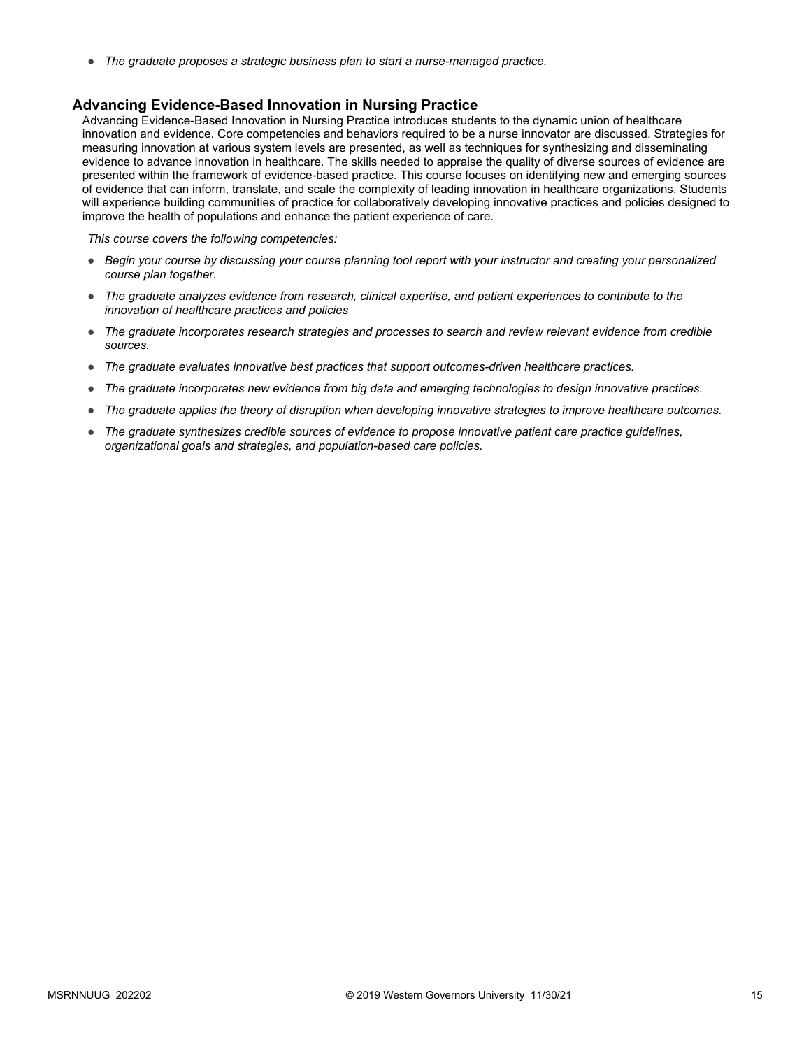- *The graduate proposes a strategic business plan to start a nurse-managed practice.*

## Advancing Evidence-Based Innovation in Nursing Practice

Advancing Evidence-Based Innovation in Nursing Practice introduces students to the dynamic union of healthcare innovation and evidence. Core competencies and behaviors required to be a nurse innovator are discussed. Strategies for measuring innovation at various system levels are presented, as well as techniques for synthesizing and disseminating evidence to advance innovation in healthcare. The skills needed to appraise the quality of diverse sources of evidence are presented within the framework of evidence-based practice. This course focuses on identifying new and emerging sources of evidence that can inform, translate, and scale the complexity of leading innovation in healthcare organizations. Students will experience building communities of practice for collaboratively developing innovative practices and policies designed to improve the health of populations and enhance the patient experience of care.

*This course covers the following competencies:*

- *Begin your course by discussing your course planning tool report with your instructor and creating your personalized course plan together.*
- *The graduate analyzes evidence from research, clinical expertise, and patient experiences to contribute to the innovation of healthcare practices and policies*
- *The graduate incorporates research strategies and processes to search and review relevant evidence from credible sources.*
- *The graduate evaluates innovative best practices that support outcomes-driven healthcare practices.*
- *The graduate incorporates new evidence from big data and emerging technologies to design innovative practices.*
- *The graduate applies the theory of disruption when developing innovative strategies to improve healthcare outcomes.*
- *The graduate synthesizes credible sources of evidence to propose innovative patient care practice guidelines, organizational goals and strategies, and population-based care policies.*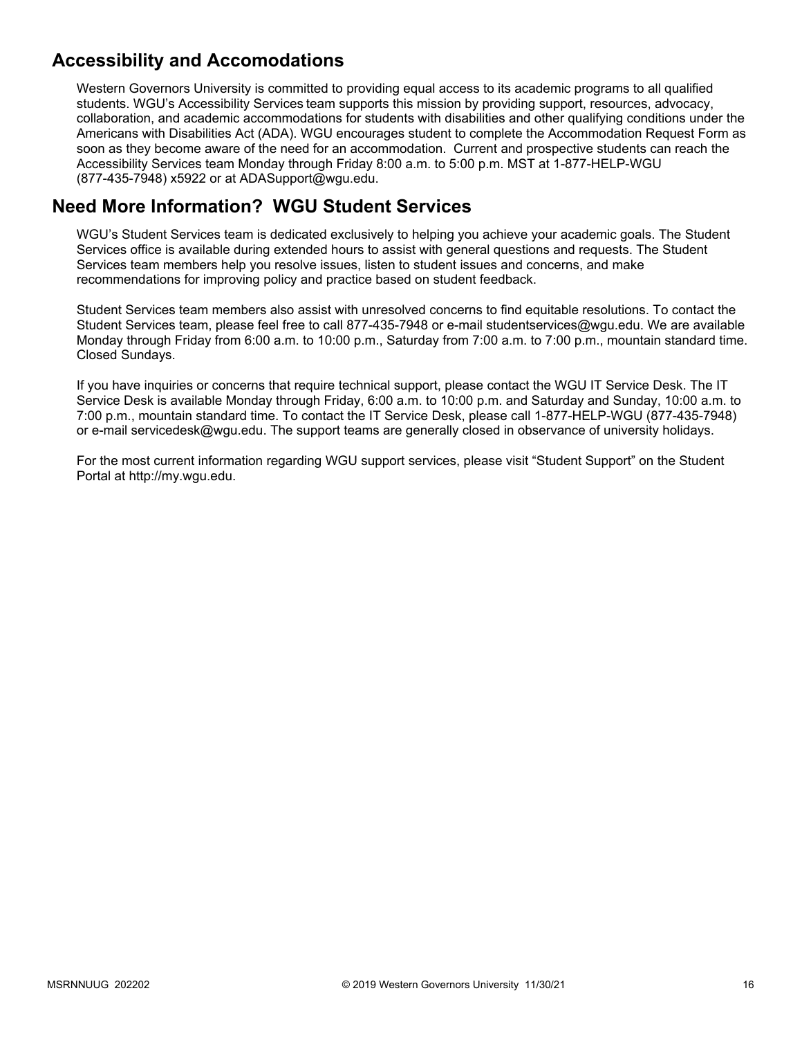## Accessibility and Accomodations

Western Governors University is committed to providing equal access to its academic programs to all qualified students. WGU's Accessibility Services team supports this mission by providing support, resources, advocacy, collaboration, and academic accommodations for students with disabilities and other qualifying conditions under the Americans with Disabilities Act (ADA). WGU encourages student to complete the Accommodation Request Form as soon as they become aware of the need for an accommodation. Current and prospective students can reach the Accessibility Services team Monday through Friday 8:00 a.m. to 5:00 p.m. MST at 1-877-HELP-WGU (877-435-7948) x5922 or at ADASupport@wgu.edu.

## Need More Information? WGU Student Services

WGU's Student Services team is dedicated exclusively to helping you achieve your academic goals. The Student Services office is available during extended hours to assist with general questions and requests. The Student Services team members help you resolve issues, listen to student issues and concerns, and make recommendations for improving policy and practice based on student feedback.

Student Services team members also assist with unresolved concerns to find equitable resolutions. To contact the Student Services team, please feel free to call 877-435-7948 or e-mail studentservices@wgu.edu. We are available Monday through Friday from 6:00 a.m. to 10:00 p.m., Saturday from 7:00 a.m. to 7:00 p.m., mountain standard time. Closed Sundays.

If you have inquiries or concerns that require technical support, please contact the WGU IT Service Desk. The IT Service Desk is available Monday through Friday, 6:00 a.m. to 10:00 p.m. and Saturday and Sunday, 10:00 a.m. to 7:00 p.m., mountain standard time. To contact the IT Service Desk, please call 1-877-HELP-WGU (877-435-7948) or e-mail servicedesk@wgu.edu. The support teams are generally closed in observance of university holidays.

For the most current information regarding WGU support services, please visit "Student Support" on the Student Portal at http://my.wgu.edu.